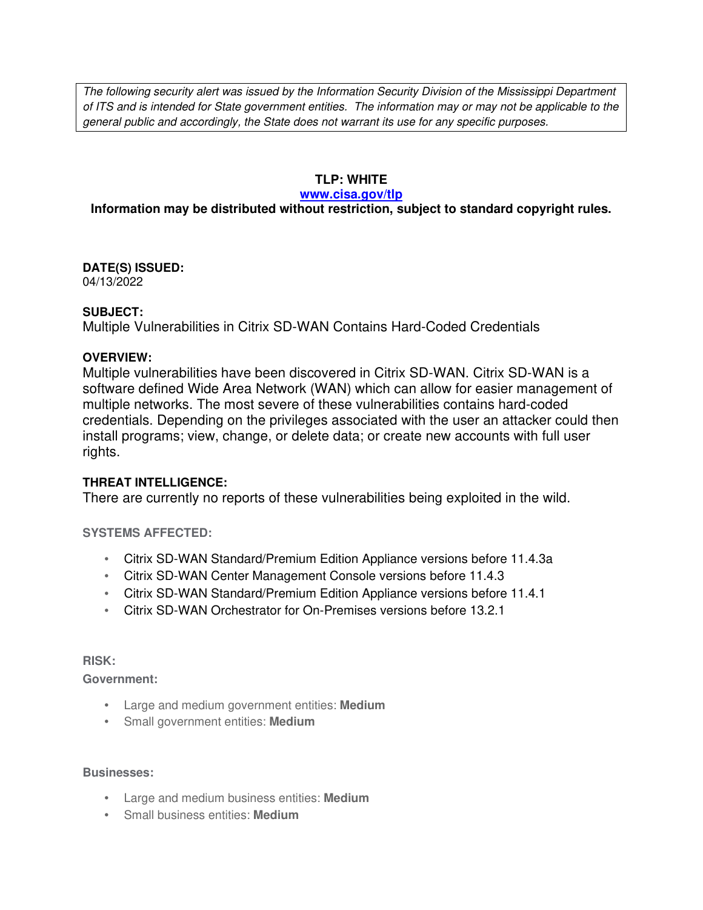*The following security alert was issued by the Information Security Division of the Mississippi Department of ITS and is intended for State government entities. The information may or may not be applicable to the general public and accordingly, the State does not warrant its use for any specific purposes.*

**TLP: WHITE**

**[www.cisa.gov/tlp](http://www.cisa.gov/tlp)**

**Information may be distributed without restriction, subject to standard copyright rules.**

**DATE(S) ISSUED:**
04/13/2022

**SUBJECT:**
Multiple Vulnerabilities in Citrix SD-WAN Contains Hard-Coded Credentials

**OVERVIEW:**
Multiple vulnerabilities have been discovered in Citrix SD-WAN. Citrix SD-WAN is a software defined Wide Area Network (WAN) which can allow for easier management of multiple networks. The most severe of these vulnerabilities contains hard-coded credentials. Depending on the privileges associated with the user an attacker could then install programs; view, change, or delete data; or create new accounts with full user rights.

**THREAT INTELLIGENCE:**
There are currently no reports of these vulnerabilities being exploited in the wild.

**SYSTEMS AFFECTED:**

- Citrix SD-WAN Standard/Premium Edition Appliance versions before 11.4.3a
- Citrix SD-WAN Center Management Console versions before 11.4.3
- Citrix SD-WAN Standard/Premium Edition Appliance versions before 11.4.1
- Citrix SD-WAN Orchestrator for On-Premises versions before 13.2.1

**RISK:**

**Government:**

- Large and medium government entities: **Medium**
- Small government entities: **Medium**

**Businesses:**

- Large and medium business entities: **Medium**
- Small business entities: **Medium**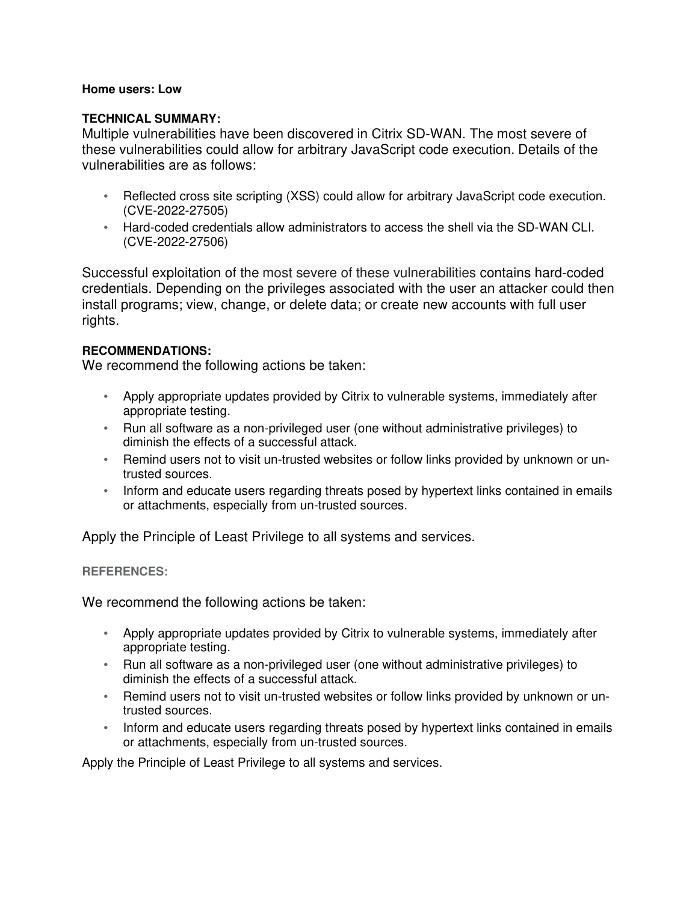**Home users: Low**

**TECHNICAL SUMMARY:**

Multiple vulnerabilities have been discovered in Citrix SD-WAN. The most severe of these vulnerabilities could allow for arbitrary JavaScript code execution. Details of the vulnerabilities are as follows:

- Reflected cross site scripting (XSS) could allow for arbitrary JavaScript code execution. (CVE-2022-27505)
- Hard-coded credentials allow administrators to access the shell via the SD-WAN CLI. (CVE-2022-27506)

Successful exploitation of the most severe of these vulnerabilities contains hard-coded credentials. Depending on the privileges associated with the user an attacker could then install programs; view, change, or delete data; or create new accounts with full user rights.

**RECOMMENDATIONS:**

We recommend the following actions be taken:

- Apply appropriate updates provided by Citrix to vulnerable systems, immediately after appropriate testing.
- Run all software as a non-privileged user (one without administrative privileges) to diminish the effects of a successful attack.
- Remind users not to visit un-trusted websites or follow links provided by unknown or un-trusted sources.
- Inform and educate users regarding threats posed by hypertext links contained in emails or attachments, especially from un-trusted sources.

Apply the Principle of Least Privilege to all systems and services.

**REFERENCES:**

We recommend the following actions be taken:

- Apply appropriate updates provided by Citrix to vulnerable systems, immediately after appropriate testing.
- Run all software as a non-privileged user (one without administrative privileges) to diminish the effects of a successful attack.
- Remind users not to visit un-trusted websites or follow links provided by unknown or un-trusted sources.
- Inform and educate users regarding threats posed by hypertext links contained in emails or attachments, especially from un-trusted sources.

Apply the Principle of Least Privilege to all systems and services.